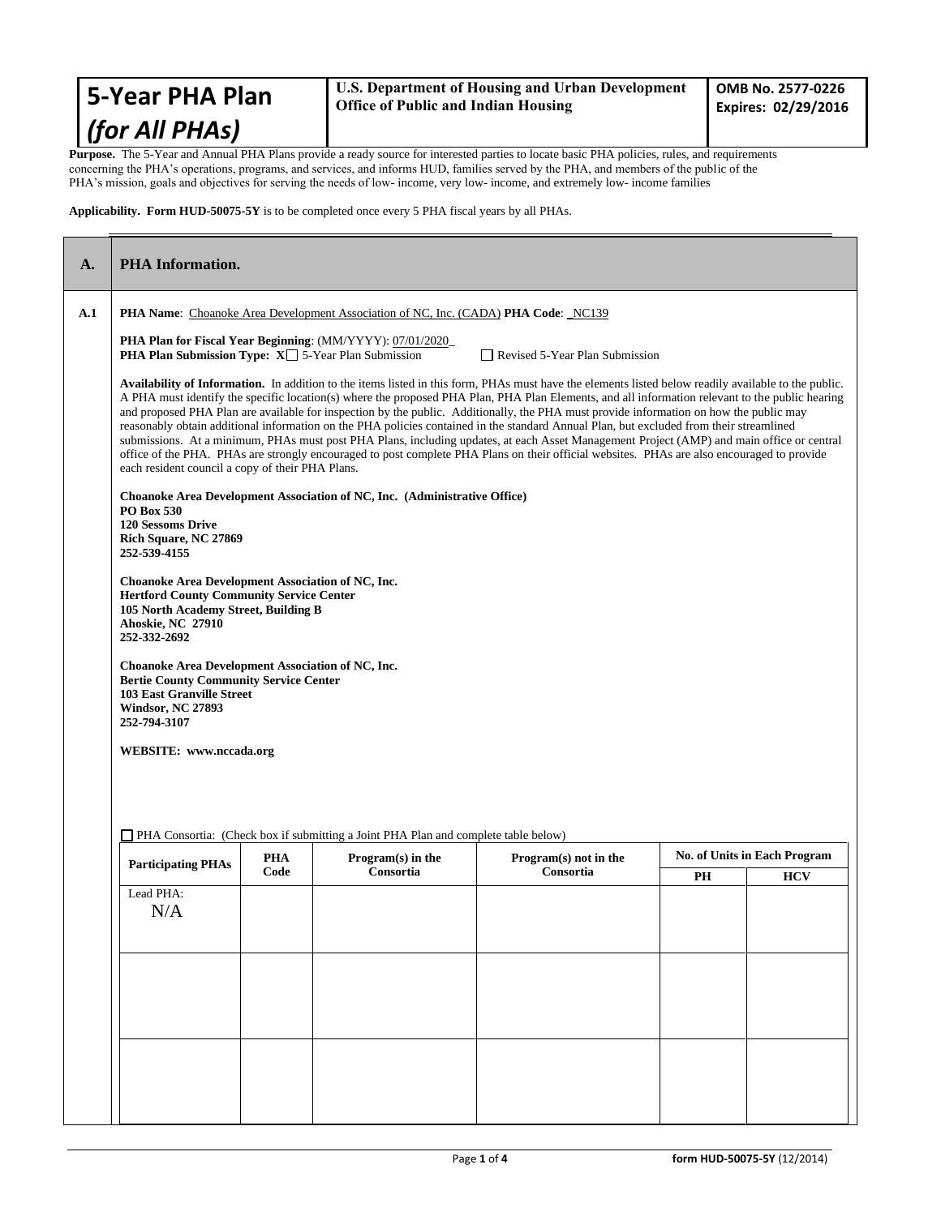# 5-Year PHA Plan *(for All PHAs)*

**U.S. Department of Housing and Urban Development**
**Office of Public and Indian Housing**

**OMB No. 2577-0226**
**Expires: 02/29/2016**

**Purpose.** The 5-Year and Annual PHA Plans provide a ready source for interested parties to locate basic PHA policies, rules, and requirements concerning the PHA's operations, programs, and services, and informs HUD, families served by the PHA, and members of the public of the PHA's mission, goals and objectives for serving the needs of low- income, very low- income, and extremely low- income families

**Applicability. Form HUD-50075-5Y** is to be completed once every 5 PHA fiscal years by all PHAs.

## A. PHA Information.

**A.1**

**PHA Name**: Choanoke Area Development Association of NC, Inc. (CADA) **PHA Code**: NC139

**PHA Plan for Fiscal Year Beginning**: (MM/YYYY): 07/01/2020

**PHA Plan Submission Type:** X☐ 5-Year Plan Submission ☐ Revised 5-Year Plan Submission

**Availability of Information.** In addition to the items listed in this form, PHAs must have the elements listed below readily available to the public. A PHA must identify the specific location(s) where the proposed PHA Plan, PHA Plan Elements, and all information relevant to the public hearing and proposed PHA Plan are available for inspection by the public. Additionally, the PHA must provide information on how the public may reasonably obtain additional information on the PHA policies contained in the standard Annual Plan, but excluded from their streamlined submissions. At a minimum, PHAs must post PHA Plans, including updates, at each Asset Management Project (AMP) and main office or central office of the PHA. PHAs are strongly encouraged to post complete PHA Plans on their official websites. PHAs are also encouraged to provide each resident council a copy of their PHA Plans.

**Choanoke Area Development Association of NC, Inc. (Administrative Office)**
**PO Box 530**
**120 Sessoms Drive**
**Rich Square, NC 27869**
**252-539-4155**

**Choanoke Area Development Association of NC, Inc.**
**Hertford County Community Service Center**
**105 North Academy Street, Building B**
**Ahoskie, NC 27910**
**252-332-2692**

**Choanoke Area Development Association of NC, Inc.**
**Bertie County Community Service Center**
**103 East Granville Street**
**Windsor, NC 27893**
**252-794-3107**

**WEBSITE: www.nccada.org**

☐ PHA Consortia: (Check box if submitting a Joint PHA Plan and complete table below)

| Participating PHAs | PHA Code | Program(s) in the Consortia | Program(s) not in the Consortia | No. of Units in Each Program | |
|---|---|---|---|---|---|
| | | | | PH | HCV |
| Lead PHA: N/A | | | | | |
| | | | | | |
| | | | | | |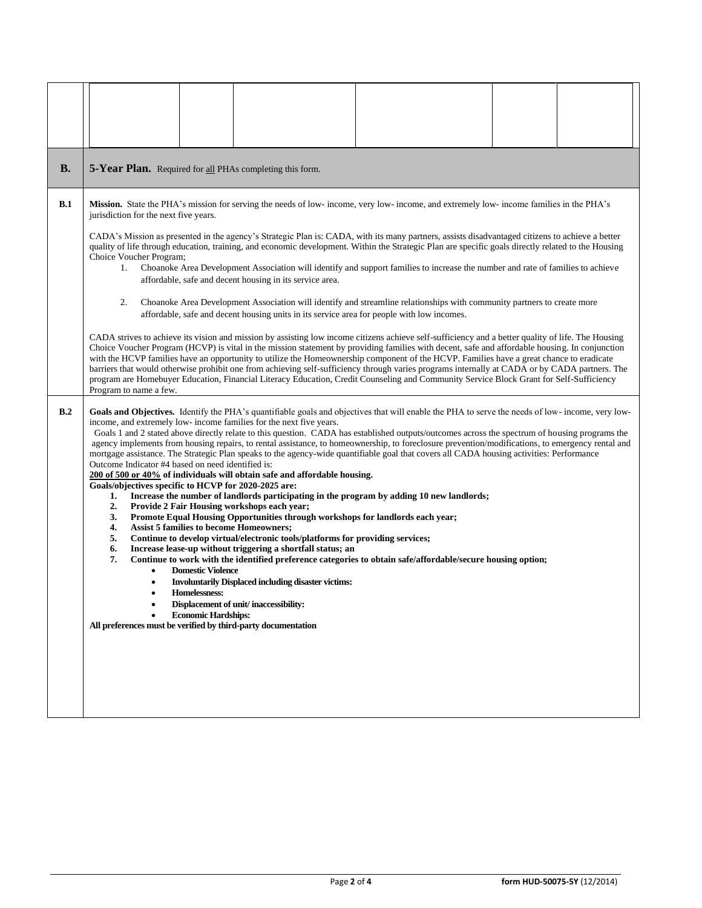| | | | | | | |
|---|---|---|---|---|---|---|
| | | | | | | |

| | |
|---|---|
| **B.** | **5-Year Plan.** Required for all PHAs completing this form. |

**B.1** **Mission.** State the PHA's mission for serving the needs of low- income, very low- income, and extremely low- income families in the PHA's jurisdiction for the next five years.

CADA's Mission as presented in the agency's Strategic Plan is: CADA, with its many partners, assists disadvantaged citizens to achieve a better quality of life through education, training, and economic development. Within the Strategic Plan are specific goals directly related to the Housing Choice Voucher Program;

1. Choanoke Area Development Association will identify and support families to increase the number and rate of families to achieve affordable, safe and decent housing in its service area.

2. Choanoke Area Development Association will identify and streamline relationships with community partners to create more affordable, safe and decent housing units in its service area for people with low incomes.

CADA strives to achieve its vision and mission by assisting low income citizens achieve self-sufficiency and a better quality of life. The Housing Choice Voucher Program (HCVP) is vital in the mission statement by providing families with decent, safe and affordable housing. In conjunction with the HCVP families have an opportunity to utilize the Homeownership component of the HCVP. Families have a great chance to eradicate barriers that would otherwise prohibit one from achieving self-sufficiency through varies programs internally at CADA or by CADA partners. The program are Homebuyer Education, Financial Literacy Education, Credit Counseling and Community Service Block Grant for Self-Sufficiency Program to name a few.

**B.2** **Goals and Objectives.** Identify the PHA's quantifiable goals and objectives that will enable the PHA to serve the needs of low- income, very low- income, and extremely low- income families for the next five years.

Goals 1 and 2 stated above directly relate to this question. CADA has established outputs/outcomes across the spectrum of housing programs the agency implements from housing repairs, to rental assistance, to homeownership, to foreclosure prevention/modifications, to emergency rental and mortgage assistance. The Strategic Plan speaks to the agency-wide quantifiable goal that covers all CADA housing activities: Performance Outcome Indicator #4 based on need identified is:

**200 of 500 or 40% of individuals will obtain safe and affordable housing.**

**Goals/objectives specific to HCVP for 2020-2025 are:**

1. **Increase the number of landlords participating in the program by adding 10 new landlords;**
2. **Provide 2 Fair Housing workshops each year;**
3. **Promote Equal Housing Opportunities through workshops for landlords each year;**
4. **Assist 5 families to become Homeowners;**
5. **Continue to develop virtual/electronic tools/platforms for providing services;**
6. **Increase lease-up without triggering a shortfall status; an**
7. **Continue to work with the identified preference categories to obtain safe/affordable/secure housing option;**
   - **Domestic Violence**
   - **Involuntarily Displaced including disaster victims:**
   - **Homelessness:**
   - **Displacement of unit/ inaccessibility:**
   - **Economic Hardships:**

**All preferences must be verified by third-party documentation**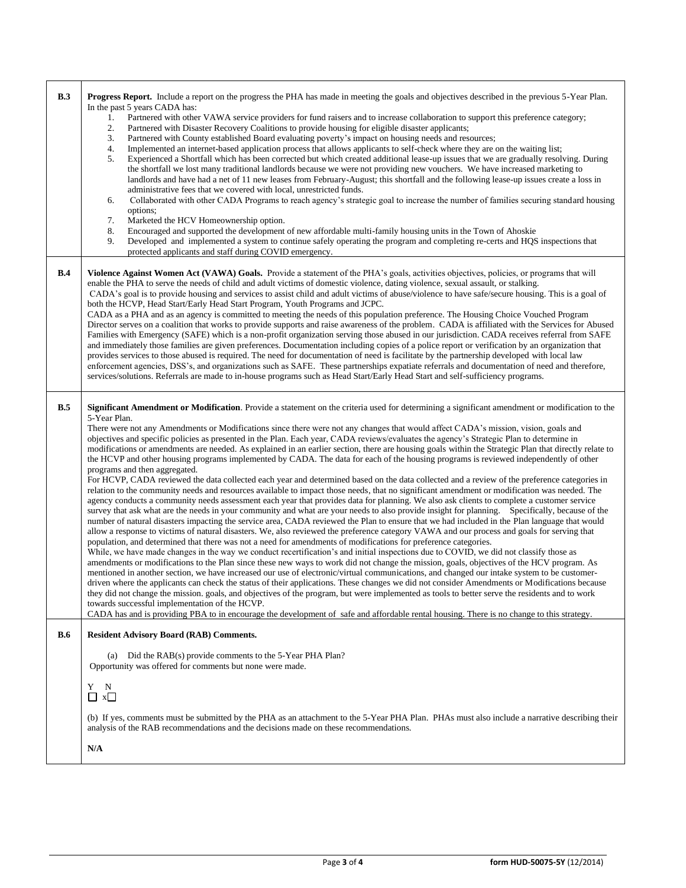| | |
|---|---|
| **B.3** | **Progress Report.** Include a report on the progress the PHA has made in meeting the goals and objectives described in the previous 5-Year Plan.<br>In the past 5 years CADA has:<br>1. Partnered with other VAWA service providers for fund raisers and to increase collaboration to support this preference category;<br>2. Partnered with Disaster Recovery Coalitions to provide housing for eligible disaster applicants;<br>3. Partnered with County established Board evaluating poverty's impact on housing needs and resources;<br>4. Implemented an internet-based application process that allows applicants to self-check where they are on the waiting list;<br>5. Experienced a Shortfall which has been corrected but which created additional lease-up issues that we are gradually resolving. During the shortfall we lost many traditional landlords because we were not providing new vouchers. We have increased marketing to landlords and have had a net of 11 new leases from February-August; this shortfall and the following lease-up issues create a loss in administrative fees that we covered with local, unrestricted funds.<br>6. Collaborated with other CADA Programs to reach agency's strategic goal to increase the number of families securing standard housing options;<br>7. Marketed the HCV Homeownership option.<br>8. Encouraged and supported the development of new affordable multi-family housing units in the Town of Ahoskie<br>9. Developed and implemented a system to continue safely operating the program and completing re-certs and HQS inspections that protected applicants and staff during COVID emergency. |
| **B.4** | **Violence Against Women Act (VAWA) Goals.** Provide a statement of the PHA's goals, activities objectives, policies, or programs that will enable the PHA to serve the needs of child and adult victims of domestic violence, dating violence, sexual assault, or stalking.<br>CADA's goal is to provide housing and services to assist child and adult victims of abuse/violence to have safe/secure housing. This is a goal of both the HCVP, Head Start/Early Head Start Program, Youth Programs and JCPC.<br>CADA as a PHA and as an agency is committed to meeting the needs of this population preference. The Housing Choice Vouched Program Director serves on a coalition that works to provide supports and raise awareness of the problem. CADA is affiliated with the Services for Abused Families with Emergency (SAFE) which is a non-profit organization serving those abused in our jurisdiction. CADA receives referral from SAFE and immediately those families are given preferences. Documentation including copies of a police report or verification by an organization that provides services to those abused is required. The need for documentation of need is facilitate by the partnership developed with local law enforcement agencies, DSS's, and organizations such as SAFE. These partnerships expatiate referrals and documentation of need and therefore, services/solutions. Referrals are made to in-house programs such as Head Start/Early Head Start and self-sufficiency programs. |
| **B.5** | **Significant Amendment or Modification**. Provide a statement on the criteria used for determining a significant amendment or modification to the 5-Year Plan.<br>There were not any Amendments or Modifications since there were not any changes that would affect CADA's mission, vision, goals and objectives and specific policies as presented in the Plan. Each year, CADA reviews/evaluates the agency's Strategic Plan to determine in modifications or amendments are needed. As explained in an earlier section, there are housing goals within the Strategic Plan that directly relate to the HCVP and other housing programs implemented by CADA. The data for each of the housing programs is reviewed independently of other programs and then aggregated.<br>For HCVP, CADA reviewed the data collected each year and determined based on the data collected and a review of the preference categories in relation to the community needs and resources available to impact those needs, that no significant amendment or modification was needed. The agency conducts a community needs assessment each year that provides data for planning. We also ask clients to complete a customer service survey that ask what are the needs in your community and what are your needs to also provide insight for planning. Specifically, because of the number of natural disasters impacting the service area, CADA reviewed the Plan to ensure that we had included in the Plan language that would allow a response to victims of natural disasters. We, also reviewed the preference category VAWA and our process and goals for serving that population, and determined that there was not a need for amendments of modifications for preference categories.<br>While, we have made changes in the way we conduct recertification's and initial inspections due to COVID, we did not classify those as amendments or modifications to the Plan since these new ways to work did not change the mission, goals, objectives of the HCV program. As mentioned in another section, we have increased our use of electronic/virtual communications, and changed our intake system to be customer-driven where the applicants can check the status of their applications. These changes we did not consider Amendments or Modifications because they did not change the mission. goals, and objectives of the program, but were implemented as tools to better serve the residents and to work towards successful implementation of the HCVP.<br>CADA has and is providing PBA to in encourage the development of safe and affordable rental housing. There is no change to this strategy. |
| **B.6** | **Resident Advisory Board (RAB) Comments.**<br><br>(a) Did the RAB(s) provide comments to the 5-Year PHA Plan?<br>Opportunity was offered for comments but none were made.<br><br>Y N<br>☐ x☐<br><br>(b) If yes, comments must be submitted by the PHA as an attachment to the 5-Year PHA Plan. PHAs must also include a narrative describing their analysis of the RAB recommendations and the decisions made on these recommendations.<br><br>**N/A** |

form HUD-50075-5Y (12/2014)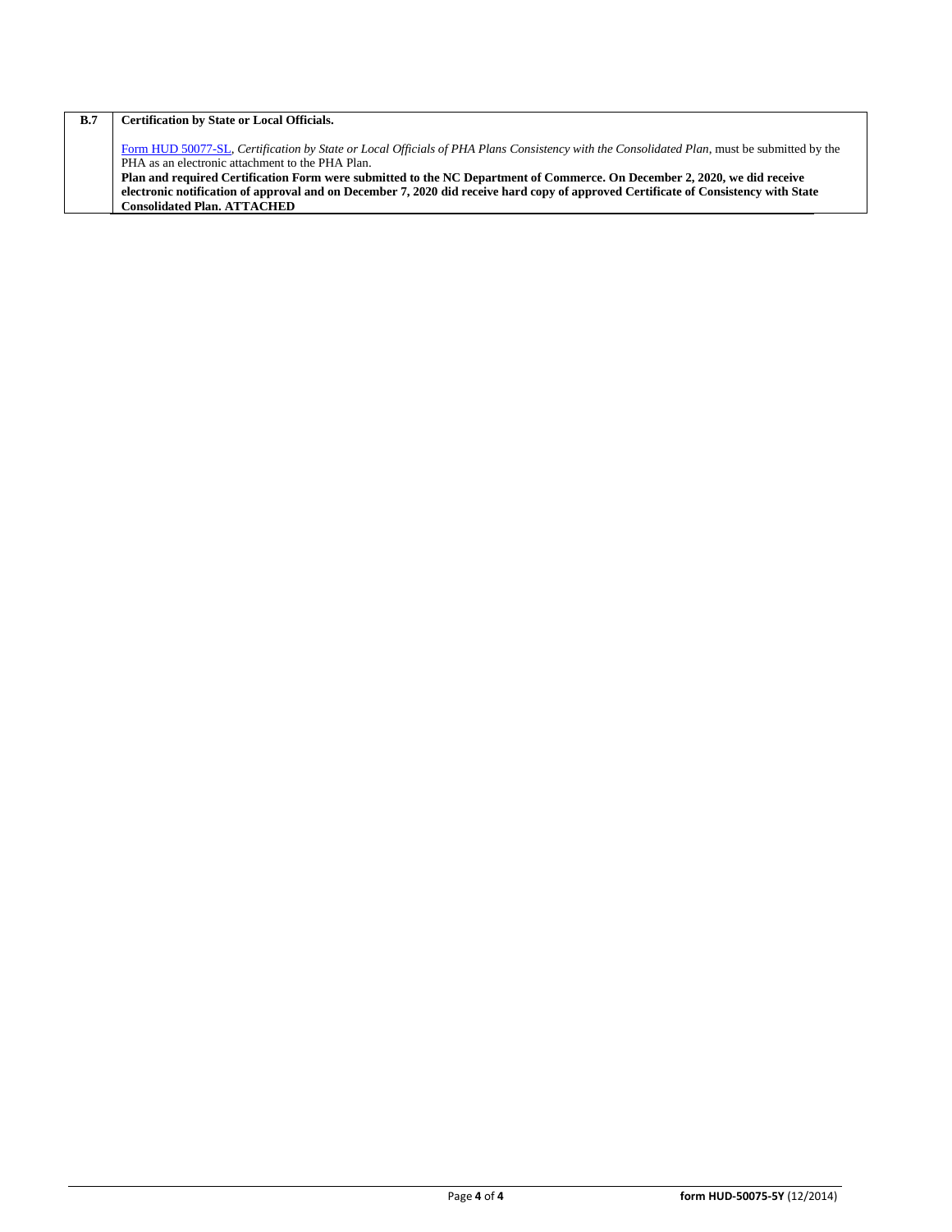| | |
|---|---|
| **B.7** | **Certification by State or Local Officials.**<br><br>Form HUD 50077-SL, *Certification by State or Local Officials of PHA Plans Consistency with the Consolidated Plan,* must be submitted by the PHA as an electronic attachment to the PHA Plan.<br>**Plan and required Certification Form were submitted to the NC Department of Commerce. On December 2, 2020, we did receive electronic notification of approval and on December 7, 2020 did receive hard copy of approved Certificate of Consistency with State Consolidated Plan. ATTACHED** |